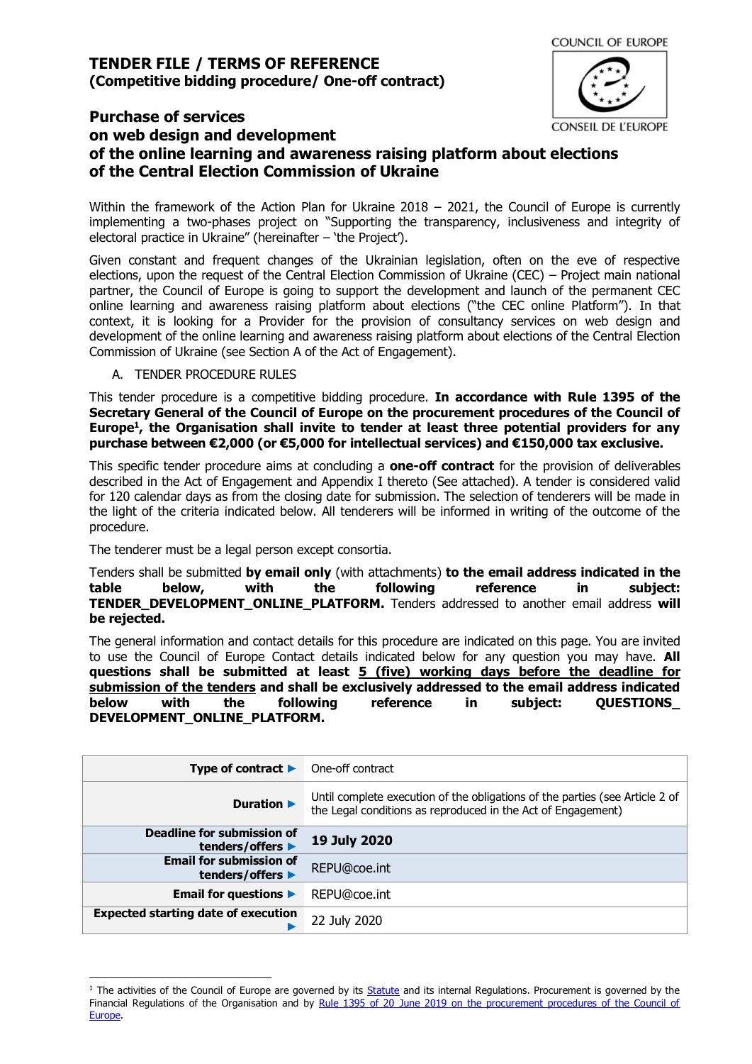# TENDER FILE / TERMS OF REFERENCE
**(Competitive bidding procedure/ One-off contract)**

COUNCIL OF EUROPE
CONSEIL DE L'EUROPE

## Purchase of services on web design and development of the online learning and awareness raising platform about elections of the Central Election Commission of Ukraine

Within the framework of the Action Plan for Ukraine 2018 – 2021, the Council of Europe is currently implementing a two-phases project on "Supporting the transparency, inclusiveness and integrity of electoral practice in Ukraine" (hereinafter – 'the Project').

Given constant and frequent changes of the Ukrainian legislation, often on the eve of respective elections, upon the request of the Central Election Commission of Ukraine (CEC) – Project main national partner, the Council of Europe is going to support the development and launch of the permanent CEC online learning and awareness raising platform about elections ("the CEC online Platform"). In that context, it is looking for a Provider for the provision of consultancy services on web design and development of the online learning and awareness raising platform about elections of the Central Election Commission of Ukraine (see Section A of the Act of Engagement).

A. TENDER PROCEDURE RULES

This tender procedure is a competitive bidding procedure. **In accordance with Rule 1395 of the Secretary General of the Council of Europe on the procurement procedures of the Council of Europe[1], the Organisation shall invite to tender at least three potential providers for any purchase between €2,000 (or €5,000 for intellectual services) and €150,000 tax exclusive.**

This specific tender procedure aims at concluding a **one-off contract** for the provision of deliverables described in the Act of Engagement and Appendix I thereto (See attached). A tender is considered valid for 120 calendar days as from the closing date for submission. The selection of tenderers will be made in the light of the criteria indicated below. All tenderers will be informed in writing of the outcome of the procedure.

The tenderer must be a legal person except consortia.

Tenders shall be submitted **by email only** (with attachments) **to the email address indicated in the table below, with the following reference in subject: TENDER_DEVELOPMENT_ONLINE_PLATFORM.** Tenders addressed to another email address **will be rejected.**

The general information and contact details for this procedure are indicated on this page. You are invited to use the Council of Europe Contact details indicated below for any question you may have. **All questions shall be submitted at least <u>5 (five) working days before the deadline for submission of the tenders</u> and shall be exclusively addressed to the email address indicated below with the following reference in subject: QUESTIONS_ DEVELOPMENT_ONLINE_PLATFORM.**

| | |
|---|---|
| **Type of contract ▶** | One-off contract |
| **Duration ▶** | Until complete execution of the obligations of the parties (see Article 2 of the Legal conditions as reproduced in the Act of Engagement) |
| **Deadline for submission of tenders/offers ▶** | **19 July 2020** |
| **Email for submission of tenders/offers ▶** | REPU@coe.int |
| **Email for questions ▶** | REPU@coe.int |
| **Expected starting date of execution ▶** | 22 July 2020 |

[1] The activities of the Council of Europe are governed by its Statute and its internal Regulations. Procurement is governed by the Financial Regulations of the Organisation and by Rule 1395 of 20 June 2019 on the procurement procedures of the Council of Europe.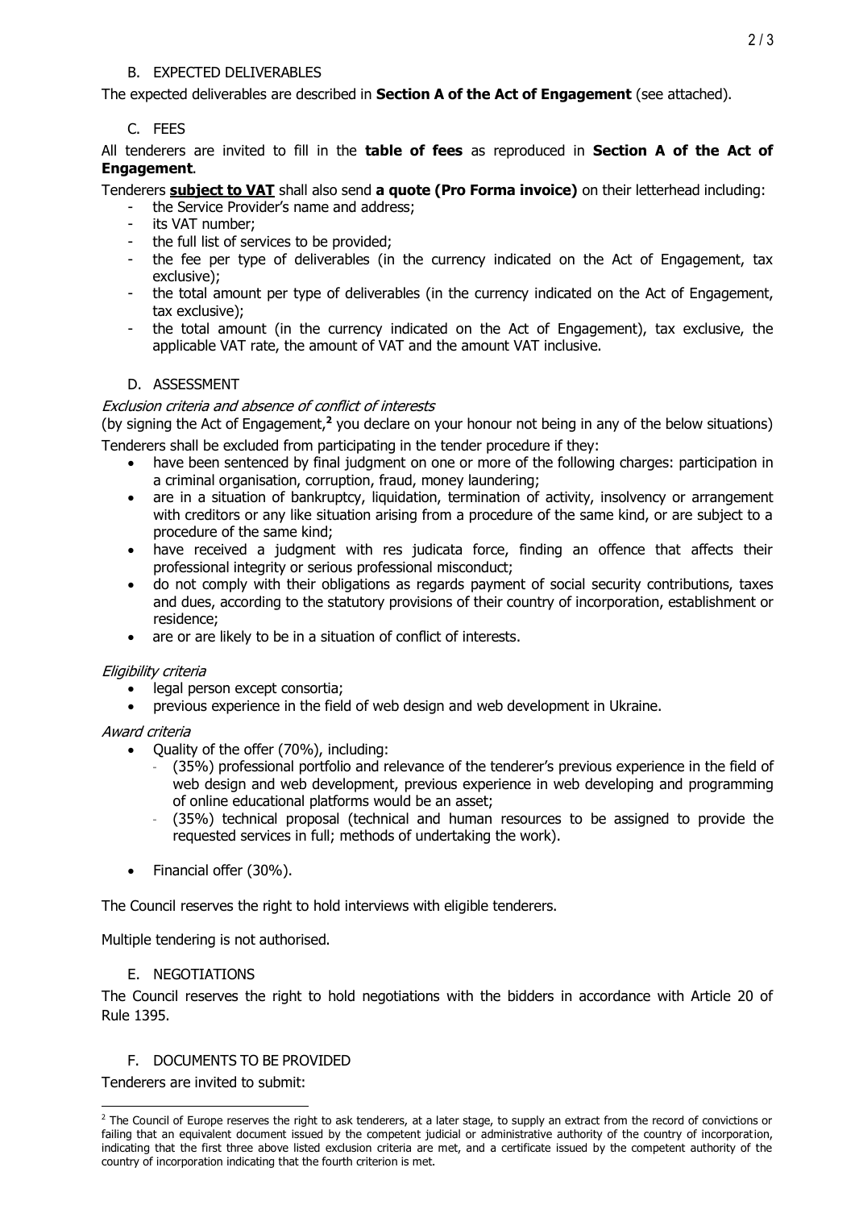## B. EXPECTED DELIVERABLES

The expected deliverables are described in **Section A of the Act of Engagement** (see attached).

## C. FEES

All tenderers are invited to fill in the **table of fees** as reproduced in **Section A of the Act of Engagement**.

Tenderers **subject to VAT** shall also send **a quote (Pro Forma invoice)** on their letterhead including:

- the Service Provider's name and address;
- its VAT number;
- the full list of services to be provided;
- the fee per type of deliverables (in the currency indicated on the Act of Engagement, tax exclusive);
- the total amount per type of deliverables (in the currency indicated on the Act of Engagement, tax exclusive);
- the total amount (in the currency indicated on the Act of Engagement), tax exclusive, the applicable VAT rate, the amount of VAT and the amount VAT inclusive.

## D. ASSESSMENT

*Exclusion criteria and absence of conflict of interests*

(by signing the Act of Engagement,[2] you declare on your honour not being in any of the below situations)

Tenderers shall be excluded from participating in the tender procedure if they:

- have been sentenced by final judgment on one or more of the following charges: participation in a criminal organisation, corruption, fraud, money laundering;
- are in a situation of bankruptcy, liquidation, termination of activity, insolvency or arrangement with creditors or any like situation arising from a procedure of the same kind, or are subject to a procedure of the same kind;
- have received a judgment with res judicata force, finding an offence that affects their professional integrity or serious professional misconduct;
- do not comply with their obligations as regards payment of social security contributions, taxes and dues, according to the statutory provisions of their country of incorporation, establishment or residence;
- are or are likely to be in a situation of conflict of interests.

*Eligibility criteria*

- legal person except consortia;
- previous experience in the field of web design and web development in Ukraine.

*Award criteria*

- Quality of the offer (70%), including:
  - (35%) professional portfolio and relevance of the tenderer's previous experience in the field of web design and web development, previous experience in web developing and programming of online educational platforms would be an asset;
  - (35%) technical proposal (technical and human resources to be assigned to provide the requested services in full; methods of undertaking the work).
- Financial offer (30%).

The Council reserves the right to hold interviews with eligible tenderers.

Multiple tendering is not authorised.

## E. NEGOTIATIONS

The Council reserves the right to hold negotiations with the bidders in accordance with Article 20 of Rule 1395.

## F. DOCUMENTS TO BE PROVIDED

Tenderers are invited to submit:

---

[2] The Council of Europe reserves the right to ask tenderers, at a later stage, to supply an extract from the record of convictions or failing that an equivalent document issued by the competent judicial or administrative authority of the country of incorporation, indicating that the first three above listed exclusion criteria are met, and a certificate issued by the competent authority of the country of incorporation indicating that the fourth criterion is met.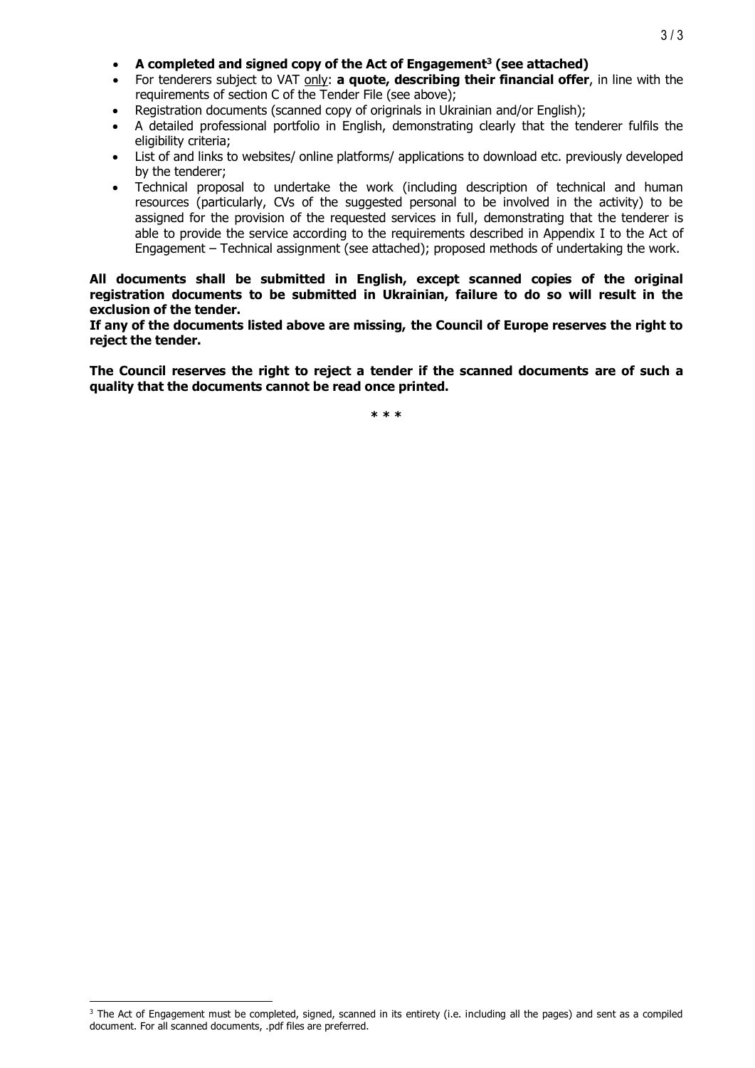- **A completed and signed copy of the Act of Engagement[3] (see attached)**
- For tenderers subject to VAT only: **a quote, describing their financial offer**, in line with the requirements of section C of the Tender File (see above);
- Registration documents (scanned copy of orirginals in Ukrainian and/or English);
- A detailed professional portfolio in English, demonstrating clearly that the tenderer fulfils the eligibility criteria;
- List of and links to websites/ online platforms/ applications to download etc. previously developed by the tenderer;
- Technical proposal to undertake the work (including description of technical and human resources (particularly, CVs of the suggested personal to be involved in the activity) to be assigned for the provision of the requested services in full, demonstrating that the tenderer is able to provide the service according to the requirements described in Appendix I to the Act of Engagement – Technical assignment (see attached); proposed methods of undertaking the work.

**All documents shall be submitted in English, except scanned copies of the original registration documents to be submitted in Ukrainian, failure to do so will result in the exclusion of the tender.**

**If any of the documents listed above are missing, the Council of Europe reserves the right to reject the tender.**

**The Council reserves the right to reject a tender if the scanned documents are of such a quality that the documents cannot be read once printed.**

**\* \* \***

[3] The Act of Engagement must be completed, signed, scanned in its entirety (i.e. including all the pages) and sent as a compiled document. For all scanned documents, .pdf files are preferred.